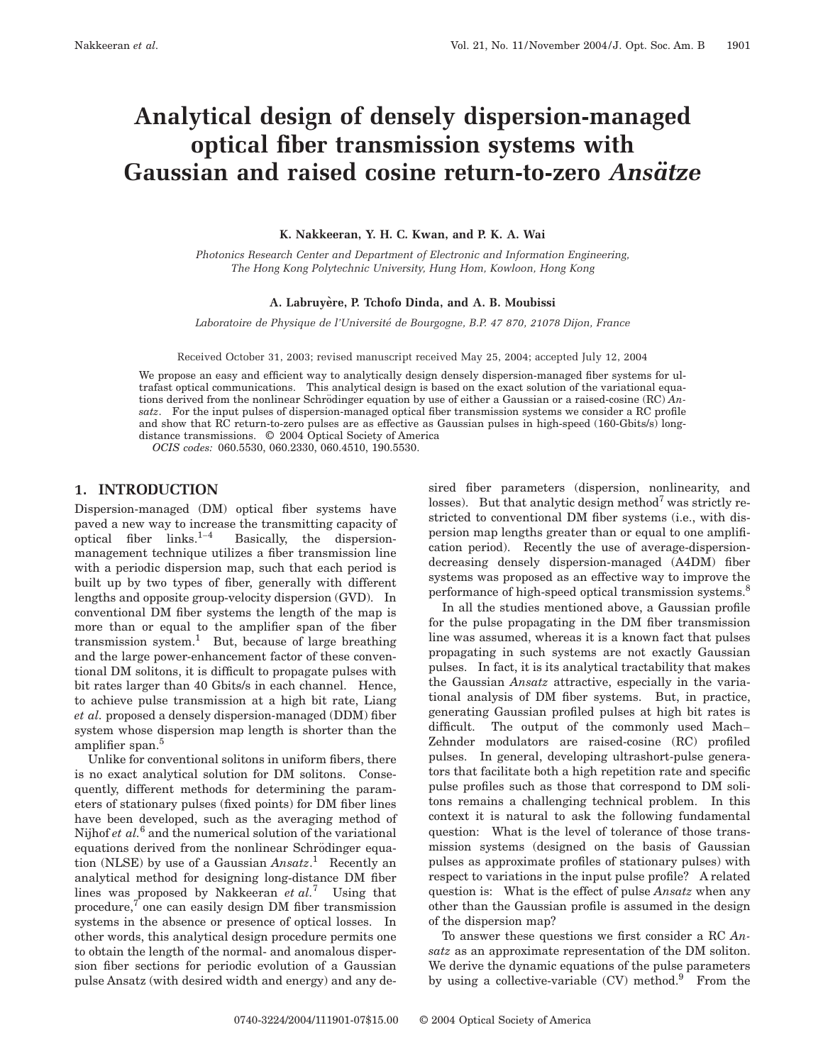# Analytical design of densely dispersion-managed optical fiber transmission systems with Gaussian and raised cosine return-to-zero *Ansätze*

**K. Nakkeeran, Y. H. C. Kwan, and P. K. A. Wai**

*Photonics Research Center and Department of Electronic and Information Engineering, The Hong Kong Polytechnic University, Hung Hom, Kowloon, Hong Kong*

**A. Labruyère, P. Tchofo Dinda, and A. B. Moubissi**

*Laboratoire de Physique de l'Université de Bourgogne, B.P. 47 870, 21078 Dijon, France*

Received October 31, 2003; revised manuscript received May 25, 2004; accepted July 12, 2004

We propose an easy and efficient way to analytically design densely dispersion-managed fiber systems for ultrafast optical communications. This analytical design is based on the exact solution of the variational equations derived from the nonlinear Schrödinger equation by use of either a Gaussian or a raised-cosine (RC) *Ansatz*. For the input pulses of dispersion-managed optical fiber transmission systems we consider a RC profile and show that RC return-to-zero pulses are as effective as Gaussian pulses in high-speed (160-Gbits/s) long-distance transmissions. © 2004 Optical Society of America

*OCIS codes:* 060.5530, 060.2330, 060.4510, 190.5530.

## 1. INTRODUCTION

Dispersion-managed (DM) optical fiber systems have paved a new way to increase the transmitting capacity of optical fiber links.[1–4] Basically, the dispersion-management technique utilizes a fiber transmission line with a periodic dispersion map, such that each period is built up by two types of fiber, generally with different lengths and opposite group-velocity dispersion (GVD). In conventional DM fiber systems the length of the map is more than or equal to the amplifier span of the fiber transmission system.[1] But, because of large breathing and the large power-enhancement factor of these conventional DM solitons, it is difficult to propagate pulses with bit rates larger than 40 Gbits/s in each channel. Hence, to achieve pulse transmission at a high bit rate, Liang *et al.* proposed a densely dispersion-managed (DDM) fiber system whose dispersion map length is shorter than the amplifier span.[5]

Unlike for conventional solitons in uniform fibers, there is no exact analytical solution for DM solitons. Consequently, different methods for determining the parameters of stationary pulses (fixed points) for DM fiber lines have been developed, such as the averaging method of Nijhof *et al.*[6] and the numerical solution of the variational equations derived from the nonlinear Schrödinger equation (NLSE) by use of a Gaussian *Ansatz*.[1] Recently an analytical method for designing long-distance DM fiber lines was proposed by Nakkeeran *et al.*[7] Using that procedure,[7] one can easily design DM fiber transmission systems in the absence or presence of optical losses. In other words, this analytical design procedure permits one to obtain the length of the normal- and anomalous dispersion fiber sections for periodic evolution of a Gaussian pulse Ansatz (with desired width and energy) and any desired fiber parameters (dispersion, nonlinearity, and losses). But that analytic design method[7] was strictly restricted to conventional DM fiber systems (i.e., with dispersion map lengths greater than or equal to one amplification period). Recently the use of average-dispersion-decreasing densely dispersion-managed (A4DM) fiber systems was proposed as an effective way to improve the performance of high-speed optical transmission systems.[8]

In all the studies mentioned above, a Gaussian profile for the pulse propagating in the DM fiber transmission line was assumed, whereas it is a known fact that pulses propagating in such systems are not exactly Gaussian pulses. In fact, it is its analytical tractability that makes the Gaussian *Ansatz* attractive, especially in the variational analysis of DM fiber systems. But, in practice, generating Gaussian profiled pulses at high bit rates is difficult. The output of the commonly used Mach–Zehnder modulators are raised-cosine (RC) profiled pulses. In general, developing ultrashort-pulse generators that facilitate both a high repetition rate and specific pulse profiles such as those that correspond to DM solitons remains a challenging technical problem. In this context it is natural to ask the following fundamental question: What is the level of tolerance of those transmission systems (designed on the basis of Gaussian pulses as approximate profiles of stationary pulses) with respect to variations in the input pulse profile? A related question is: What is the effect of pulse *Ansatz* when any other than the Gaussian profile is assumed in the design of the dispersion map?

To answer these questions we first consider a RC *Ansatz* as an approximate representation of the DM soliton. We derive the dynamic equations of the pulse parameters by using a collective-variable (CV) method.[9] From the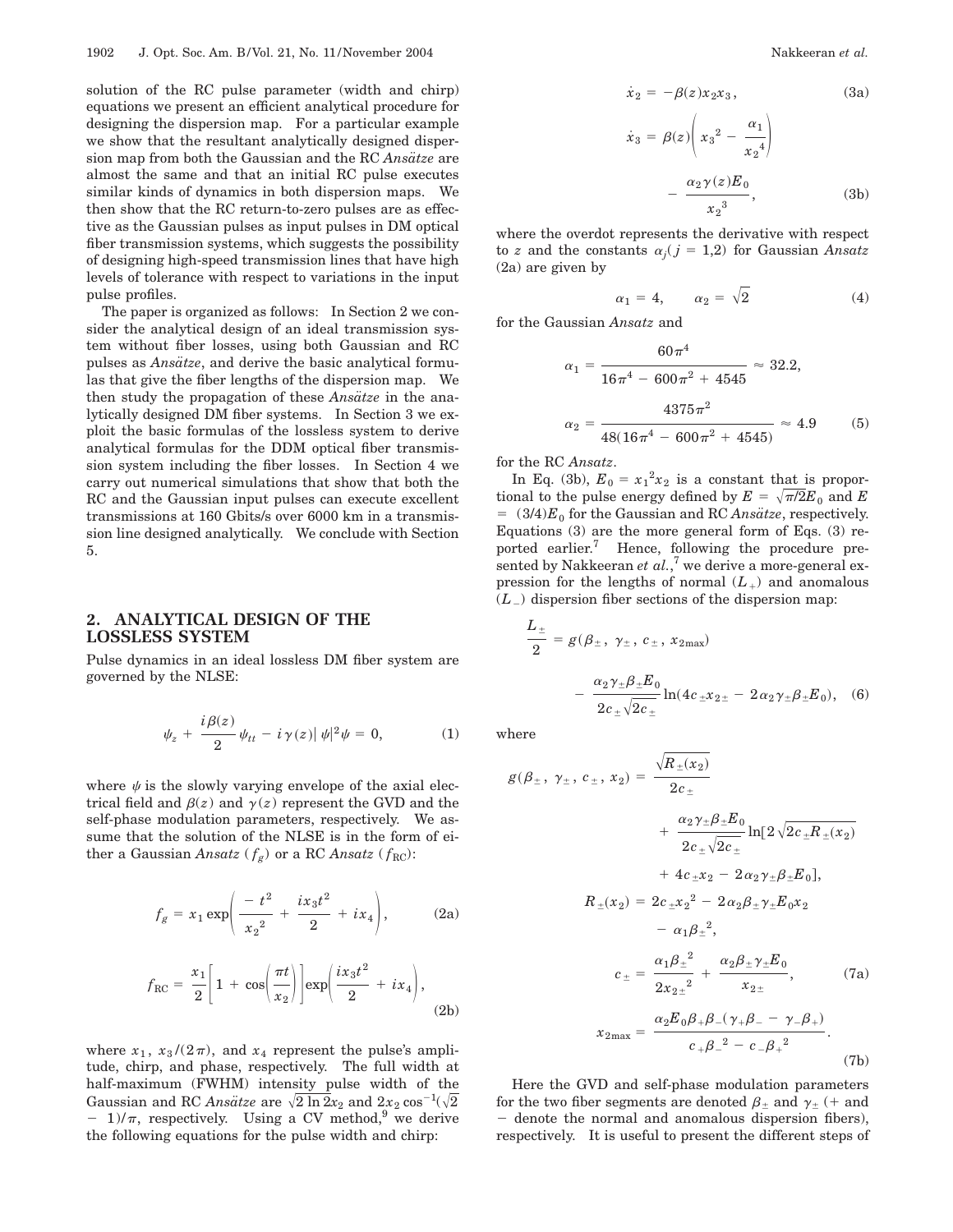solution of the RC pulse parameter (width and chirp) equations we present an efficient analytical procedure for designing the dispersion map. For a particular example we show that the resultant analytically designed dispersion map from both the Gaussian and the RC *Ansätze* are almost the same and that an initial RC pulse executes similar kinds of dynamics in both dispersion maps. We then show that the RC return-to-zero pulses are as effective as the Gaussian pulses as input pulses in DM optical fiber transmission systems, which suggests the possibility of designing high-speed transmission lines that have high levels of tolerance with respect to variations in the input pulse profiles.

The paper is organized as follows: In Section 2 we consider the analytical design of an ideal transmission system without fiber losses, using both Gaussian and RC pulses as *Ansätze*, and derive the basic analytical formulas that give the fiber lengths of the dispersion map. We then study the propagation of these *Ansätze* in the analytically designed DM fiber systems. In Section 3 we exploit the basic formulas of the lossless system to derive analytical formulas for the DDM optical fiber transmission system including the fiber losses. In Section 4 we carry out numerical simulations that show that both the RC and the Gaussian input pulses can execute excellent transmissions at 160 Gbits/s over 6000 km in a transmission line designed analytically. We conclude with Section 5.

## 2. ANALYTICAL DESIGN OF THE LOSSLESS SYSTEM

Pulse dynamics in an ideal lossless DM fiber system are governed by the NLSE:

$$\psi_z + \frac{i\beta(z)}{2}\psi_{tt} - i\gamma(z)|\psi|^2\psi = 0, \tag{1}$$

where $\psi$ is the slowly varying envelope of the axial electrical field and $\beta(z)$ and $\gamma(z)$ represent the GVD and the self-phase modulation parameters, respectively. We assume that the solution of the NLSE is in the form of either a Gaussian *Ansatz* ($f_g$) or a RC *Ansatz* ($f_{\mathrm{RC}}$):

$$f_g = x_1 \exp\left(\frac{-t^2}{{x_2}^2} + \frac{i x_3 t^2}{2} + i x_4\right), \tag{2a}$$

$$f_{\mathrm{RC}} = \frac{x_1}{2}\left[1 + \cos\left(\frac{\pi t}{x_2}\right)\right]\exp\left(\frac{i x_3 t^2}{2} + i x_4\right), \tag{2b}$$

where $x_1$, $x_3/(2\pi)$, and $x_4$ represent the pulse's amplitude, chirp, and phase, respectively. The full width at half-maximum (FWHM) intensity pulse width of the Gaussian and RC *Ansätze* are $\sqrt{2\ln 2}x_2$ and $2x_2\cos^{-1}(\sqrt{2} - 1)/\pi$, respectively. Using a CV method,[9] we derive the following equations for the pulse width and chirp:

$$\dot{x}_2 = -\beta(z)x_2x_3, \tag{3a}$$

$$\dot{x}_3 = \beta(z)\left({x_3}^2 - \frac{\alpha_1}{{x_2}^4}\right) - \frac{\alpha_2\gamma(z)E_0}{{x_2}^3}, \tag{3b}$$

where the overdot represents the derivative with respect to $z$ and the constants $\alpha_j (j = 1,2)$ for Gaussian *Ansatz* (2a) are given by

$$\alpha_1 = 4, \qquad \alpha_2 = \sqrt{2} \tag{4}$$

for the Gaussian *Ansatz* and

$$\alpha_1 = \frac{60\pi^4}{16\pi^4 - 600\pi^2 + 4545} \approx 32.2,$$

$$\alpha_2 = \frac{4375\pi^2}{48(16\pi^4 - 600\pi^2 + 4545)} \approx 4.9 \tag{5}$$

for the RC *Ansatz*.

In Eq. (3b), $E_0 = {x_1}^2 x_2$ is a constant that is proportional to the pulse energy defined by $E = \sqrt{\pi/2}E_0$ and $E = (3/4)E_0$ for the Gaussian and RC *Ansätze*, respectively. Equations (3) are the more general form of Eqs. (3) reported earlier.[7] Hence, following the procedure presented by Nakkeeran *et al.*,[7] we derive a more-general expression for the lengths of normal ($L_+$) and anomalous ($L_-$) dispersion fiber sections of the dispersion map:

$$\frac{L_\pm}{2} = g(\beta_\pm, \gamma_\pm, c_\pm, x_{2\max}) - \frac{\alpha_2\gamma_\pm\beta_\pm E_0}{2c_\pm\sqrt{2c_\pm}}\ln(4c_\pm x_{2\pm} - 2\alpha_2\gamma_\pm\beta_\pm E_0), \tag{6}$$

where

$$g(\beta_\pm, \gamma_\pm, c_\pm, x_2) = \frac{\sqrt{R_\pm(x_2)}}{2c_\pm} + \frac{\alpha_2\gamma_\pm\beta_\pm E_0}{2c_\pm\sqrt{2c_\pm}}\ln[2\sqrt{2c_\pm R_\pm(x_2)} + 4c_\pm x_2 - 2\alpha_2\gamma_\pm\beta_\pm E_0],$$

$$R_\pm(x_2) = 2c_\pm {x_2}^2 - 2\alpha_2\beta_\pm\gamma_\pm E_0 x_2 - \alpha_1{\beta_\pm}^2,$$

$$c_\pm = \frac{\alpha_1{\beta_\pm}^2}{2{x_{2\pm}}^2} + \frac{\alpha_2\beta_\pm\gamma_\pm E_0}{x_{2\pm}}, \tag{7a}$$

$$x_{2\max} = \frac{\alpha_2 E_0\beta_+\beta_-(\gamma_+\beta_- - \gamma_-\beta_+)}{c_+{\beta_-}^2 - c_-{\beta_+}^2}. \tag{7b}$$

Here the GVD and self-phase modulation parameters for the two fiber segments are denoted $\beta_\pm$ and $\gamma_\pm$ (+ and − denote the normal and anomalous dispersion fibers), respectively. It is useful to present the different steps of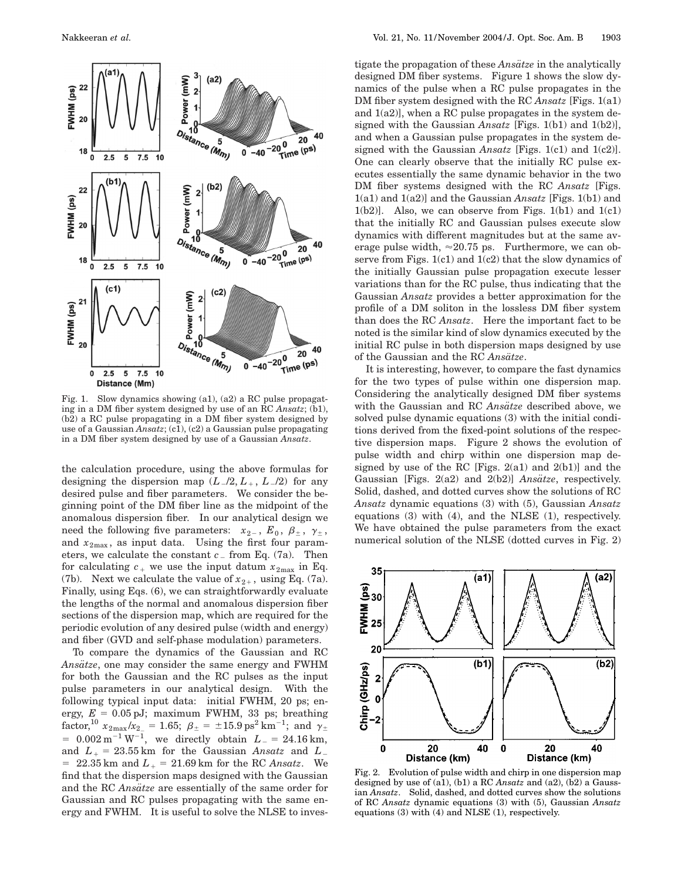Fig. 1. Slow dynamics showing (a1), (a2) a RC pulse propagating in a DM fiber system designed by use of an RC *Ansatz*; (b1), (b2) a RC pulse propagating in a DM fiber system designed by use of a Gaussian *Ansatz*; (c1), (c2) a Gaussian pulse propagating in a DM fiber system designed by use of a Gaussian *Ansatz*.

the calculation procedure, using the above formulas for designing the dispersion map ($L_-/2, L_+, L_-/2$) for any desired pulse and fiber parameters. We consider the beginning point of the DM fiber line as the midpoint of the anomalous dispersion fiber. In our analytical design we need the following five parameters: $x_{2-}$, $E_0$, $\beta_\pm$, $\gamma_\pm$, and $x_{2\max}$, as input data. Using the first four parameters, we calculate the constant $c_-$ from Eq. (7a). Then for calculating $c_+$ we use the input datum $x_{2\max}$ in Eq. (7b). Next we calculate the value of $x_{2+}$, using Eq. (7a). Finally, using Eqs. (6), we can straightforwardly evaluate the lengths of the normal and anomalous dispersion fiber sections of the dispersion map, which are required for the periodic evolution of any desired pulse (width and energy) and fiber (GVD and self-phase modulation) parameters.

To compare the dynamics of the Gaussian and RC *Ansätze*, one may consider the same energy and FWHM for both the Gaussian and the RC pulses as the input pulse parameters in our analytical design. With the following typical input data: initial FWHM, 20 ps; energy, $E = 0.05$ pJ; maximum FWHM, 33 ps; breathing factor,[10] $x_{2\max}/x_{2-} = 1.65$; $\beta_\pm = \pm 15.9\,\mathrm{ps}^2\,\mathrm{km}^{-1}$; and $\gamma_\pm = 0.002\,\mathrm{m}^{-1}\,\mathrm{W}^{-1}$, we directly obtain $L_- = 24.16$ km, and $L_+ = 23.55$ km for the Gaussian *Ansatz* and $L_- = 22.35$ km and $L_+ = 21.69$ km for the RC *Ansatz*. We find that the dispersion maps designed with the Gaussian and the RC *Ansätze* are essentially of the same order for Gaussian and RC pulses propagating with the same energy and FWHM. It is useful to solve the NLSE to investigate the propagation of these *Ansätze* in the analytically designed DM fiber systems. Figure 1 shows the slow dynamics of the pulse when a RC pulse propagates in the DM fiber system designed with the RC *Ansatz* [Figs. 1(a1) and 1(a2)], when a RC pulse propagates in the system designed with the Gaussian *Ansatz* [Figs. 1(b1) and 1(b2)], and when a Gaussian pulse propagates in the system designed with the Gaussian *Ansatz* [Figs. 1(c1) and 1(c2)]. One can clearly observe that the initially RC pulse executes essentially the same dynamic behavior in the two DM fiber systems designed with the RC *Ansatz* [Figs. 1(a1) and 1(a2)] and the Gaussian *Ansatz* [Figs. 1(b1) and 1(b2)]. Also, we can observe from Figs. 1(b1) and 1(c1) that the initially RC and Gaussian pulses execute slow dynamics with different magnitudes but at the same average pulse width, ≈20.75 ps. Furthermore, we can observe from Figs. 1(c1) and 1(c2) that the slow dynamics of the initially Gaussian pulse propagation execute lesser variations than for the RC pulse, thus indicating that the Gaussian *Ansatz* provides a better approximation for the profile of a DM soliton in the lossless DM fiber system than does the RC *Ansatz*. Here the important fact to be noted is the similar kind of slow dynamics executed by the initial RC pulse in both dispersion maps designed by use of the Gaussian and the RC *Ansätze*.

It is interesting, however, to compare the fast dynamics for the two types of pulse within one dispersion map. Considering the analytically designed DM fiber systems with the Gaussian and RC *Ansätze* described above, we solved pulse dynamic equations (3) with the initial conditions derived from the fixed-point solutions of the respective dispersion maps. Figure 2 shows the evolution of pulse width and chirp within one dispersion map designed by use of the RC [Figs. 2(a1) and 2(b1)] and the Gaussian [Figs. 2(a2) and 2(b2)] *Ansätze*, respectively. Solid, dashed, and dotted curves show the solutions of RC *Ansatz* dynamic equations (3) with (5), Gaussian *Ansatz* equations (3) with (4), and the NLSE (1), respectively. We have obtained the pulse parameters from the exact numerical solution of the NLSE (dotted curves in Fig. 2)

Fig. 2. Evolution of pulse width and chirp in one dispersion map designed by use of (a1), (b1) a RC *Ansatz* and (a2), (b2) a Gaussian *Ansatz*. Solid, dashed, and dotted curves show the solutions of RC *Ansatz* dynamic equations (3) with (5), Gaussian *Ansatz* equations (3) with (4) and NLSE (1), respectively.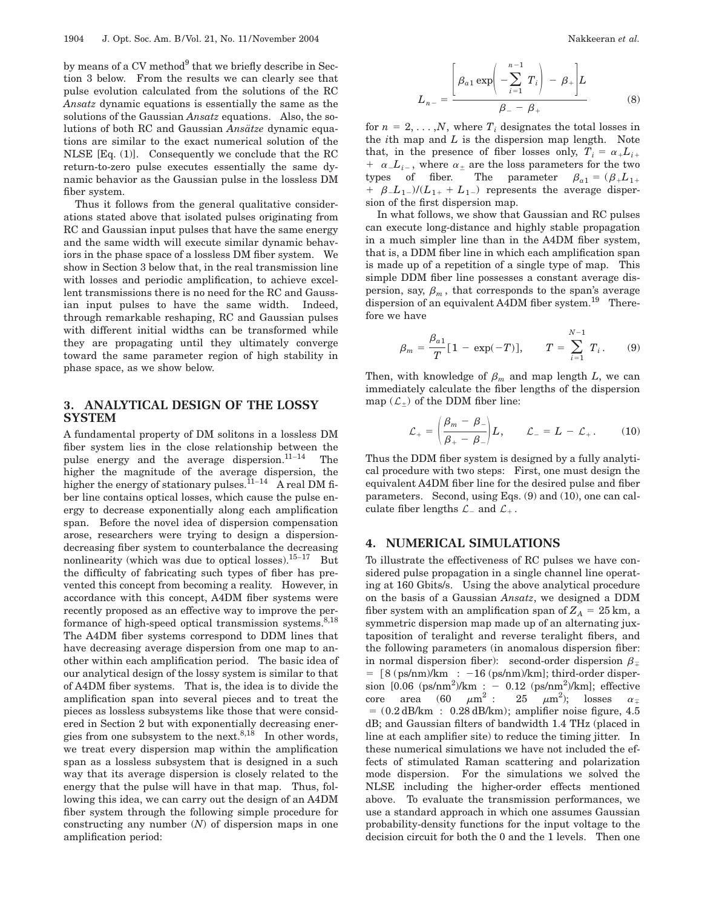by means of a CV method[9] that we briefly describe in Section 3 below. From the results we can clearly see that pulse evolution calculated from the solutions of the RC *Ansatz* dynamic equations is essentially the same as the solutions of the Gaussian *Ansatz* equations. Also, the solutions of both RC and Gaussian *Ansätze* dynamic equations are similar to the exact numerical solution of the NLSE [Eq. (1)]. Consequently we conclude that the RC return-to-zero pulse executes essentially the same dynamic behavior as the Gaussian pulse in the lossless DM fiber system.

Thus it follows from the general qualitative considerations stated above that isolated pulses originating from RC and Gaussian input pulses that have the same energy and the same width will execute similar dynamic behaviors in the phase space of a lossless DM fiber system. We show in Section 3 below that, in the real transmission line with losses and periodic amplification, to achieve excellent transmissions there is no need for the RC and Gaussian input pulses to have the same width. Indeed, through remarkable reshaping, RC and Gaussian pulses with different initial widths can be transformed while they are propagating until they ultimately converge toward the same parameter region of high stability in phase space, as we show below.

## 3. ANALYTICAL DESIGN OF THE LOSSY SYSTEM

A fundamental property of DM solitons in a lossless DM fiber system lies in the close relationship between the pulse energy and the average dispersion.[11–14] The higher the magnitude of the average dispersion, the higher the energy of stationary pulses.[11–14] A real DM fiber line contains optical losses, which cause the pulse energy to decrease exponentially along each amplification span. Before the novel idea of dispersion compensation arose, researchers were trying to design a dispersion-decreasing fiber system to counterbalance the decreasing nonlinearity (which was due to optical losses).[15–17] But the difficulty of fabricating such types of fiber has prevented this concept from becoming a reality. However, in accordance with this concept, A4DM fiber systems were recently proposed as an effective way to improve the performance of high-speed optical transmission systems.[8,18] The A4DM fiber systems correspond to DDM lines that have decreasing average dispersion from one map to another within each amplification period. The basic idea of our analytical design of the lossy system is similar to that of A4DM fiber systems. That is, the idea is to divide the amplification span into several pieces and to treat the pieces as lossless subsystems like those that were considered in Section 2 but with exponentially decreasing energies from one subsystem to the next.[8,18] In other words, we treat every dispersion map within the amplification span as a lossless subsystem that is designed in a such way that its average dispersion is closely related to the energy that the pulse will have in that map. Thus, following this idea, we can carry out the design of an A4DM fiber system through the following simple procedure for constructing any number ($N$) of dispersion maps in one amplification period:

$$L_{n-} = \frac{\left[\beta_{a1} \exp\left(-\sum_{i=1}^{n-1} T_i\right) - \beta_+\right] L}{\beta_- - \beta_+} \tag{8}$$

for $n = 2, \ldots, N$, where $T_i$ designates the total losses in the $i$th map and $L$ is the dispersion map length. Note that, in the presence of fiber losses only, $T_i = \alpha_+ L_{i+} + \alpha_- L_{i-}$, where $\alpha_\pm$ are the loss parameters for the two types of fiber. The parameter $\beta_{a1} = (\beta_+ L_{1+} + \beta_- L_{1-})/(L_{1+} + L_{1-})$ represents the average dispersion of the first dispersion map.

In what follows, we show that Gaussian and RC pulses can execute long-distance and highly stable propagation in a much simpler line than in the A4DM fiber system, that is, a DDM fiber line in which each amplification span is made up of a repetition of a single type of map. This simple DDM fiber line possesses a constant average dispersion, say, $\beta_m$, that corresponds to the span's average dispersion of an equivalent A4DM fiber system.[19] Therefore we have

$$\beta_m = \frac{\beta_{a1}}{T}[1 - \exp(-T)], \qquad T = \sum_{i=1}^{N-1} T_i. \tag{9}$$

Then, with knowledge of $\beta_m$ and map length $L$, we can immediately calculate the fiber lengths of the dispersion map ($\mathcal{L}_\pm$) of the DDM fiber line:

$$\mathcal{L}_+ = \left(\frac{\beta_m - \beta_-}{\beta_+ - \beta_-}\right) L, \qquad \mathcal{L}_- = L - \mathcal{L}_+. \tag{10}$$

Thus the DDM fiber system is designed by a fully analytical procedure with two steps: First, one must design the equivalent A4DM fiber line for the desired pulse and fiber parameters. Second, using Eqs. (9) and (10), one can calculate fiber lengths $\mathcal{L}_-$ and $\mathcal{L}_+$.

## 4. NUMERICAL SIMULATIONS

To illustrate the effectiveness of RC pulses we have considered pulse propagation in a single channel line operating at 160 Gbits/s. Using the above analytical procedure on the basis of a Gaussian *Ansatz*, we designed a DDM fiber system with an amplification span of $Z_A = 25$ km, a symmetric dispersion map made up of an alternating juxtaposition of teralight and reverse teralight fibers, and the following parameters (in anomalous dispersion fiber: in normal dispersion fiber): second-order dispersion $\beta_\mp = [8$ (ps/nm)/km : $-16$ (ps/nm)/km]; third-order dispersion [0.06 (ps/nm$^2$)/km : $-$ 0.12 (ps/nm$^2$)/km]; effective core area (60 $\mu$m$^2$ : 25 $\mu$m$^2$); losses $\alpha_\mp$ = (0.2 dB/km : 0.28 dB/km); amplifier noise figure, 4.5 dB; and Gaussian filters of bandwidth 1.4 THz (placed in line at each amplifier site) to reduce the timing jitter. In these numerical simulations we have not included the effects of stimulated Raman scattering and polarization mode dispersion. For the simulations we solved the NLSE including the higher-order effects mentioned above. To evaluate the transmission performances, we use a standard approach in which one assumes Gaussian probability-density functions for the input voltage to the decision circuit for both the 0 and the 1 levels. Then one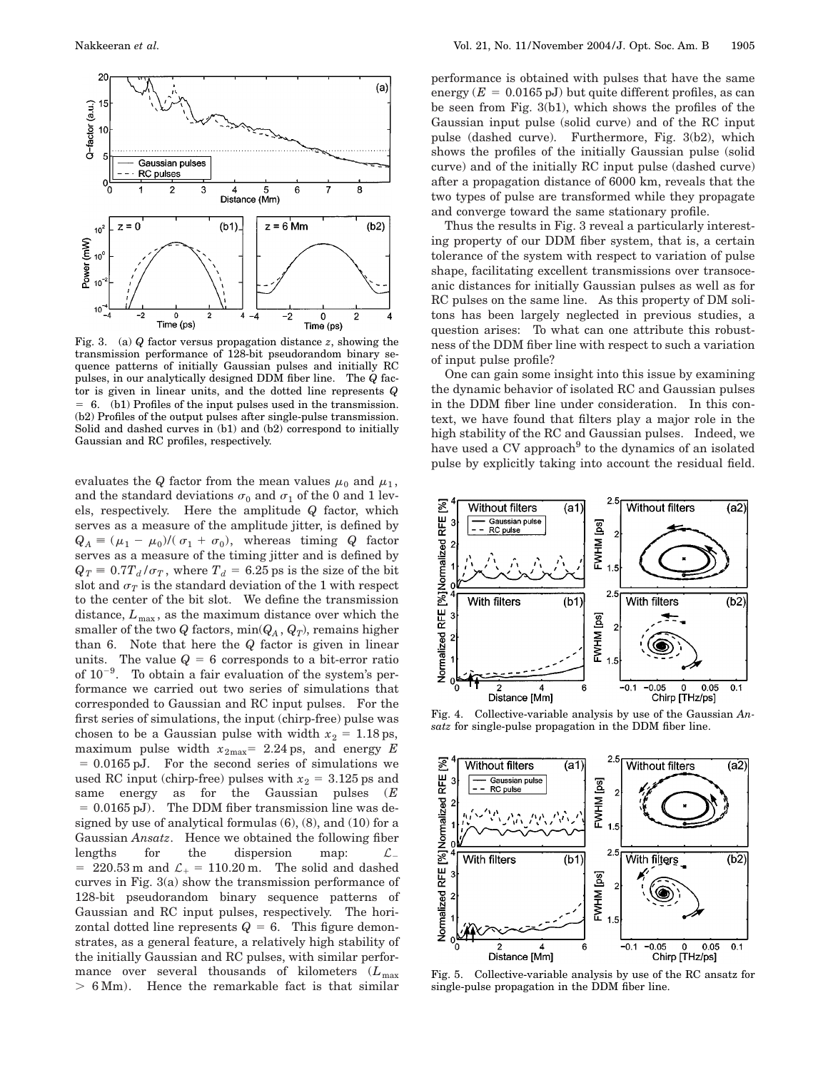Fig. 3. (a) $Q$ factor versus propagation distance $z$, showing the transmission performance of 128-bit pseudorandom binary sequence patterns of initially Gaussian pulses and initially RC pulses, in our analytically designed DDM fiber line. The $Q$ factor is given in linear units, and the dotted line represents $Q = 6$. (b1) Profiles of the input pulses used in the transmission. (b2) Profiles of the output pulses after single-pulse transmission. Solid and dashed curves in (b1) and (b2) correspond to initially Gaussian and RC profiles, respectively.

evaluates the $Q$ factor from the mean values $\mu_0$ and $\mu_1$, and the standard deviations $\sigma_0$ and $\sigma_1$ of the 0 and 1 levels, respectively. Here the amplitude $Q$ factor, which serves as a measure of the amplitude jitter, is defined by $Q_A \equiv (\mu_1 - \mu_0)/(\sigma_1 + \sigma_0)$, whereas timing $Q$ factor serves as a measure of the timing jitter and is defined by $Q_T \equiv 0.7T_d/\sigma_T$, where $T_d = 6.25$ ps is the size of the bit slot and $\sigma_T$ is the standard deviation of the 1 with respect to the center of the bit slot. We define the transmission distance, $L_{\max}$, as the maximum distance over which the smaller of the two $Q$ factors, $\min(Q_A, Q_T)$, remains higher than 6. Note that here the $Q$ factor is given in linear units. The value $Q = 6$ corresponds to a bit-error ratio of $10^{-9}$. To obtain a fair evaluation of the system's performance we carried out two series of simulations that corresponded to Gaussian and RC input pulses. For the first series of simulations, the input (chirp-free) pulse was chosen to be a Gaussian pulse with width $x_2 = 1.18$ ps, maximum pulse width $x_{2\max} = 2.24$ ps, and energy $E = 0.0165$ pJ. For the second series of simulations we used RC input (chirp-free) pulses with $x_2 = 3.125$ ps and same energy as for the Gaussian pulses ($E = 0.0165$ pJ). The DDM fiber transmission line was designed by use of analytical formulas (6), (8), and (10) for a Gaussian *Ansatz*. Hence we obtained the following fiber lengths for the dispersion map: $\mathcal{L}_- = 220.53$ m and $\mathcal{L}_+ = 110.20$ m. The solid and dashed curves in Fig. 3(a) show the transmission performance of 128-bit pseudorandom binary sequence patterns of Gaussian and RC input pulses, respectively. The horizontal dotted line represents $Q = 6$. This figure demonstrates, as a general feature, a relatively high stability of the initially Gaussian and RC pulses, with similar performance over several thousands of kilometers ($L_{\max} > 6$ Mm). Hence the remarkable fact is that similar performance is obtained with pulses that have the same energy ($E = 0.0165$ pJ) but quite different profiles, as can be seen from Fig. 3(b1), which shows the profiles of the Gaussian input pulse (solid curve) and of the RC input pulse (dashed curve). Furthermore, Fig. 3(b2), which shows the profiles of the initially Gaussian pulse (solid curve) and of the initially RC input pulse (dashed curve) after a propagation distance of 6000 km, reveals that the two types of pulse are transformed while they propagate and converge toward the same stationary profile.

Thus the results in Fig. 3 reveal a particularly interesting property of our DDM fiber system, that is, a certain tolerance of the system with respect to variation of pulse shape, facilitating excellent transmissions over transoceanic distances for initially Gaussian pulses as well as for RC pulses on the same line. As this property of DM solitons has been largely neglected in previous studies, a question arises: To what can one attribute this robustness of the DDM fiber line with respect to such a variation of input pulse profile?

One can gain some insight into this issue by examining the dynamic behavior of isolated RC and Gaussian pulses in the DDM fiber line under consideration. In this context, we have found that filters play a major role in the high stability of the RC and Gaussian pulses. Indeed, we have used a CV approach[9] to the dynamics of an isolated pulse by explicitly taking into account the residual field.

Fig. 4. Collective-variable analysis by use of the Gaussian *Ansatz* for single-pulse propagation in the DDM fiber line.

Fig. 5. Collective-variable analysis by use of the RC ansatz for single-pulse propagation in the DDM fiber line.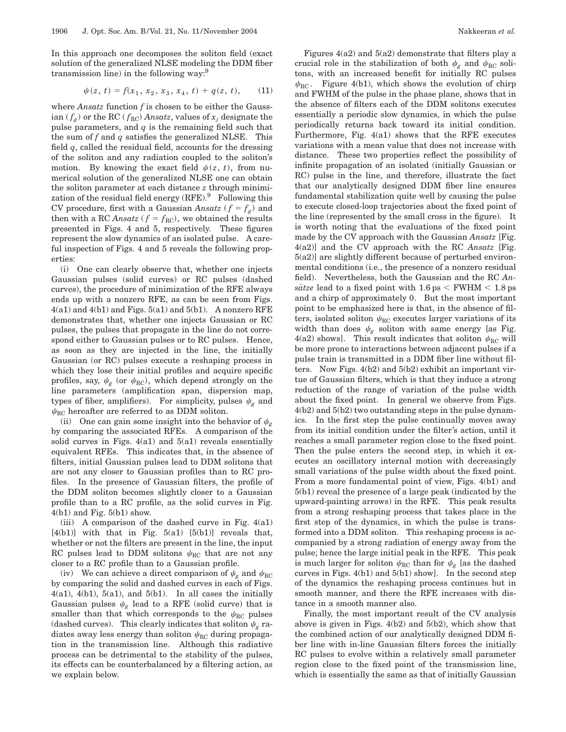In this approach one decomposes the soliton field (exact solution of the generalized NLSE modeling the DDM fiber transmission line) in the following way:[9]

$$\psi(z, t) = f(x_1, x_2, x_3, x_4, t) + q(z, t), \qquad (11)$$

where *Ansatz* function $f$ is chosen to be either the Gaussian ($f_g$) or the RC ($f_{\mathrm{RC}}$) *Ansatz*, values of $x_j$ designate the pulse parameters, and $q$ is the remaining field such that the sum of $f$ and $q$ satisfies the generalized NLSE. This field $q$, called the residual field, accounts for the dressing of the soliton and any radiation coupled to the soliton's motion. By knowing the exact field $\psi(z, t)$, from numerical solution of the generalized NLSE one can obtain the soliton parameter at each distance $z$ through minimization of the residual field energy (RFE).[9] Following this CV procedure, first with a Gaussian *Ansatz* ($f = f_g$) and then with a RC *Ansatz* ($f = f_{\mathrm{RC}}$), we obtained the results presented in Figs. 4 and 5, respectively. These figures represent the slow dynamics of an isolated pulse. A careful inspection of Figs. 4 and 5 reveals the following properties:

(i) One can clearly observe that, whether one injects Gaussian pulses (solid curves) or RC pulses (dashed curves), the procedure of minimization of the RFE always ends up with a nonzero RFE, as can be seen from Figs. 4(a1) and 4(b1) and Figs. 5(a1) and 5(b1). A nonzero RFE demonstrates that, whether one injects Gaussian or RC pulses, the pulses that propagate in the line do not correspond either to Gaussian pulses or to RC pulses. Hence, as soon as they are injected in the line, the initially Gaussian (or RC) pulses execute a reshaping process in which they lose their initial profiles and acquire specific profiles, say, $\psi_g$ (or $\psi_{\mathrm{RC}}$), which depend strongly on the line parameters (amplification span, dispersion map, types of fiber, amplifiers). For simplicity, pulses $\psi_g$ and $\psi_{\mathrm{RC}}$ hereafter are referred to as DDM soliton.

(ii) One can gain some insight into the behavior of $\psi_g$ by comparing the associated RFEs. A comparison of the solid curves in Figs. 4(a1) and 5(a1) reveals essentially equivalent RFEs. This indicates that, in the absence of filters, initial Gaussian pulses lead to DDM solitons that are not any closer to Gaussian profiles than to RC profiles. In the presence of Gaussian filters, the profile of the DDM soliton becomes slightly closer to a Gaussian profile than to a RC profile, as the solid curves in Fig. 4(b1) and Fig. 5(b1) show.

(iii) A comparison of the dashed curve in Fig. 4(a1) [4(b1)] with that in Fig. 5(a1) [5(b1)] reveals that, whether or not the filters are present in the line, the input RC pulses lead to DDM solitons $\psi_{\mathrm{RC}}$ that are not any closer to a RC profile than to a Gaussian profile.

(iv) We can achieve a direct comparison of $\psi_g$ and $\psi_{\mathrm{RC}}$ by comparing the solid and dashed curves in each of Figs. 4(a1), 4(b1), 5(a1), and 5(b1). In all cases the initially Gaussian pulses $\psi_g$ lead to a RFE (solid curve) that is smaller than that which corresponds to the $\psi_{\mathrm{RC}}$ pulses (dashed curves). This clearly indicates that soliton $\psi_g$ radiates away less energy than soliton $\psi_{\mathrm{RC}}$ during propagation in the transmission line. Although this radiative process can be detrimental to the stability of the pulses, its effects can be counterbalanced by a filtering action, as we explain below.

Figures 4(a2) and 5(a2) demonstrate that filters play a crucial role in the stabilization of both $\psi_g$ and $\psi_{\mathrm{RC}}$ solitons, with an increased benefit for initially RC pulses $\psi_{\mathrm{RC}}$. Figure 4(b1), which shows the evolution of chirp and FWHM of the pulse in the phase plane, shows that in the absence of filters each of the DDM solitons executes essentially a periodic slow dynamics, in which the pulse periodically returns back toward its initial condition. Furthermore, Fig. 4(a1) shows that the RFE executes variations with a mean value that does not increase with distance. These two properties reflect the possibility of infinite propagation of an isolated (initially Gaussian or RC) pulse in the line, and therefore, illustrate the fact that our analytically designed DDM fiber line ensures fundamental stabilization quite well by causing the pulse to execute closed-loop trajectories about the fixed point of the line (represented by the small cross in the figure). It is worth noting that the evaluations of the fixed point made by the CV approach with the Gaussian *Ansatz* [Fig. 4(a2)] and the CV approach with the RC *Ansatz* [Fig. 5(a2)] are slightly different because of perturbed environmental conditions (i.e., the presence of a nonzero residual field). Nevertheless, both the Gaussian and the RC *Ansätze* lead to a fixed point with $1.6\ \mathrm{ps} < \mathrm{FWHM} < 1.8\ \mathrm{ps}$ and a chirp of approximately 0. But the most important point to be emphasized here is that, in the absence of filters, isolated soliton $\psi_{\mathrm{RC}}$ executes larger variations of its width than does $\psi_g$ soliton with same energy [as Fig. 4(a2) shows]. This result indicates that soliton $\psi_{\mathrm{RC}}$ will be more prone to interactions between adjacent pulses if a pulse train is transmitted in a DDM fiber line without filters. Now Figs. 4(b2) and 5(b2) exhibit an important virtue of Gaussian filters, which is that they induce a strong reduction of the range of variation of the pulse width about the fixed point. In general we observe from Figs. 4(b2) and 5(b2) two outstanding steps in the pulse dynamics. In the first step the pulse continually moves away from its initial condition under the filter's action, until it reaches a small parameter region close to the fixed point. Then the pulse enters the second step, in which it executes an oscillatory internal motion with decreasingly small variations of the pulse width about the fixed point. From a more fundamental point of view, Figs. 4(b1) and 5(b1) reveal the presence of a large peak (indicated by the upward-painting arrows) in the RFE. This peak results from a strong reshaping process that takes place in the first step of the dynamics, in which the pulse is transformed into a DDM soliton. This reshaping process is accompanied by a strong radiation of energy away from the pulse; hence the large initial peak in the RFE. This peak is much larger for soliton $\psi_{\mathrm{RC}}$ than for $\psi_g$ [as the dashed curves in Figs. 4(b1) and 5(b1) show]. In the second step of the dynamics the reshaping process continues but in smooth manner, and there the RFE increases with distance in a smooth manner also.

Finally, the most important result of the CV analysis above is given in Figs. 4(b2) and 5(b2), which show that the combined action of our analytically designed DDM fiber line with in-line Gaussian filters forces the initially RC pulses to evolve within a relatively small parameter region close to the fixed point of the transmission line, which is essentially the same as that of initially Gaussian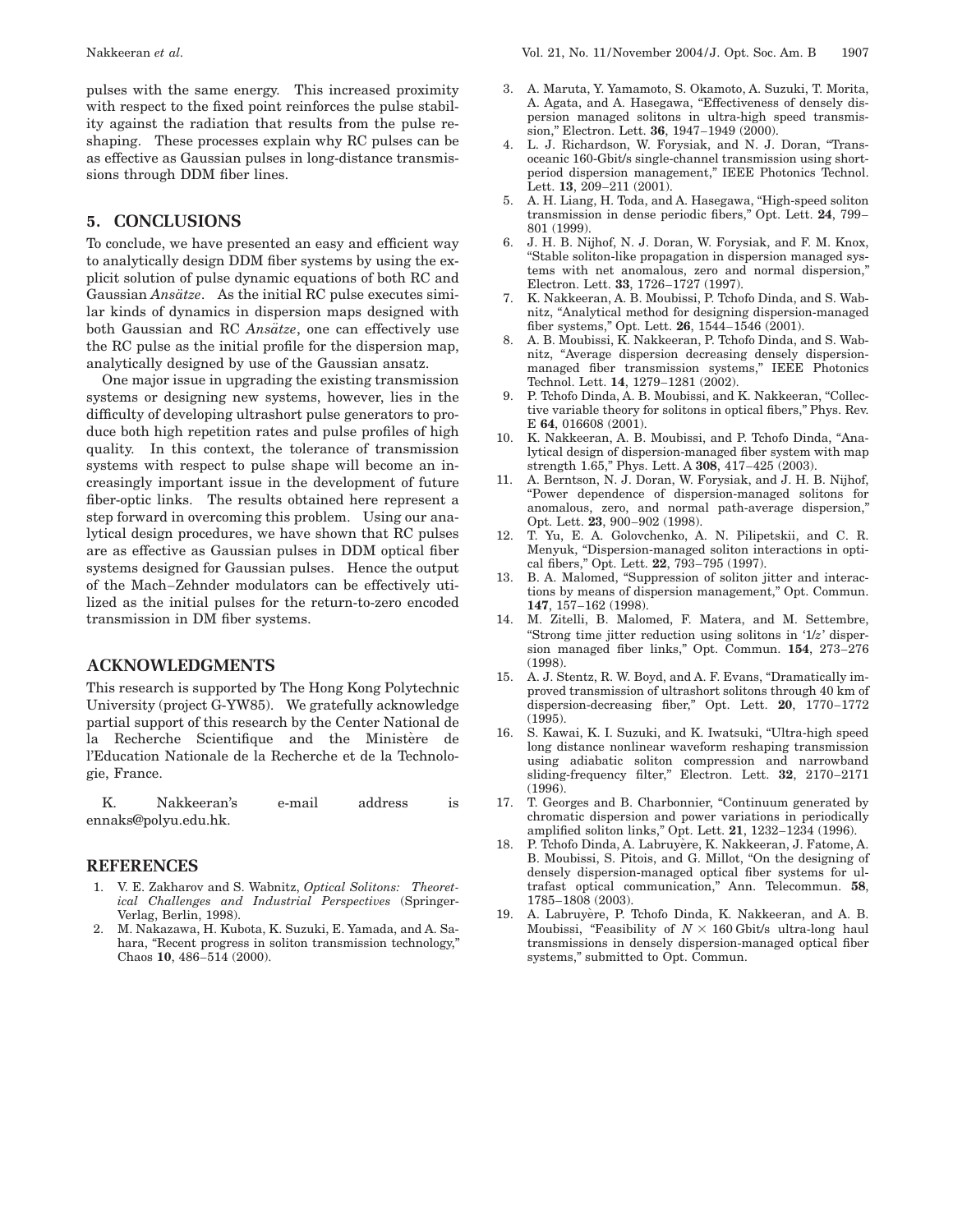pulses with the same energy. This increased proximity with respect to the fixed point reinforces the pulse stability against the radiation that results from the pulse reshaping. These processes explain why RC pulses can be as effective as Gaussian pulses in long-distance transmissions through DDM fiber lines.

## 5. CONCLUSIONS

To conclude, we have presented an easy and efficient way to analytically design DDM fiber systems by using the explicit solution of pulse dynamic equations of both RC and Gaussian *Ansätze*. As the initial RC pulse executes similar kinds of dynamics in dispersion maps designed with both Gaussian and RC *Ansätze*, one can effectively use the RC pulse as the initial profile for the dispersion map, analytically designed by use of the Gaussian ansatz.

One major issue in upgrading the existing transmission systems or designing new systems, however, lies in the difficulty of developing ultrashort pulse generators to produce both high repetition rates and pulse profiles of high quality. In this context, the tolerance of transmission systems with respect to pulse shape will become an increasingly important issue in the development of future fiber-optic links. The results obtained here represent a step forward in overcoming this problem. Using our analytical design procedures, we have shown that RC pulses are as effective as Gaussian pulses in DDM optical fiber systems designed for Gaussian pulses. Hence the output of the Mach–Zehnder modulators can be effectively utilized as the initial pulses for the return-to-zero encoded transmission in DM fiber systems.

## ACKNOWLEDGMENTS

This research is supported by The Hong Kong Polytechnic University (project G-YW85). We gratefully acknowledge partial support of this research by the Center National de la Recherche Scientifique and the Ministère de l'Education Nationale de la Recherche et de la Technologie, France.

K. Nakkeeran's e-mail address is ennaks@polyu.edu.hk.

## REFERENCES

1. V. E. Zakharov and S. Wabnitz, *Optical Solitons: Theoretical Challenges and Industrial Perspectives* (Springer-Verlag, Berlin, 1998).
2. M. Nakazawa, H. Kubota, K. Suzuki, E. Yamada, and A. Sahara, "Recent progress in soliton transmission technology," Chaos **10**, 486–514 (2000).
3. A. Maruta, Y. Yamamoto, S. Okamoto, A. Suzuki, T. Morita, A. Agata, and A. Hasegawa, "Effectiveness of densely dispersion managed solitons in ultra-high speed transmission," Electron. Lett. **36**, 1947–1949 (2000).
4. L. J. Richardson, W. Forysiak, and N. J. Doran, "Trans-oceanic 160-Gbit/s single-channel transmission using short-period dispersion management," IEEE Photonics Technol. Lett. **13**, 209–211 (2001).
5. A. H. Liang, H. Toda, and A. Hasegawa, "High-speed soliton transmission in dense periodic fibers," Opt. Lett. **24**, 799–801 (1999).
6. J. H. B. Nijhof, N. J. Doran, W. Forysiak, and F. M. Knox, "Stable soliton-like propagation in dispersion managed systems with net anomalous, zero and normal dispersion," Electron. Lett. **33**, 1726–1727 (1997).
7. K. Nakkeeran, A. B. Moubissi, P. Tchofo Dinda, and S. Wabnitz, "Analytical method for designing dispersion-managed fiber systems," Opt. Lett. **26**, 1544–1546 (2001).
8. A. B. Moubissi, K. Nakkeeran, P. Tchofo Dinda, and S. Wabnitz, "Average dispersion decreasing densely dispersion-managed fiber transmission systems," IEEE Photonics Technol. Lett. **14**, 1279–1281 (2002).
9. P. Tchofo Dinda, A. B. Moubissi, and K. Nakkeeran, "Collective variable theory for solitons in optical fibers," Phys. Rev. E **64**, 016608 (2001).
10. K. Nakkeeran, A. B. Moubissi, and P. Tchofo Dinda, "Analytical design of dispersion-managed fiber system with map strength 1.65," Phys. Lett. A **308**, 417–425 (2003).
11. A. Berntson, N. J. Doran, W. Forysiak, and J. H. B. Nijhof, "Power dependence of dispersion-managed solitons for anomalous, zero, and normal path-average dispersion," Opt. Lett. **23**, 900–902 (1998).
12. T. Yu, E. A. Golovchenko, A. N. Pilipetskii, and C. R. Menyuk, "Dispersion-managed soliton interactions in optical fibers," Opt. Lett. **22**, 793–795 (1997).
13. B. A. Malomed, "Suppression of soliton jitter and interactions by means of dispersion management," Opt. Commun. **147**, 157–162 (1998).
14. M. Zitelli, B. Malomed, F. Matera, and M. Settembre, "Strong time jitter reduction using solitons in '1/z' dispersion managed fiber links," Opt. Commun. **154**, 273–276 (1998).
15. A. J. Stentz, R. W. Boyd, and A. F. Evans, "Dramatically improved transmission of ultrashort solitons through 40 km of dispersion-decreasing fiber," Opt. Lett. **20**, 1770–1772 (1995).
16. S. Kawai, K. I. Suzuki, and K. Iwatsuki, "Ultra-high speed long distance nonlinear waveform reshaping transmission using adiabatic soliton compression and narrowband sliding-frequency filter," Electron. Lett. **32**, 2170–2171 (1996).
17. T. Georges and B. Charbonnier, "Continuum generated by chromatic dispersion and power variations in periodically amplified soliton links," Opt. Lett. **21**, 1232–1234 (1996).
18. P. Tchofo Dinda, A. Labruyère, K. Nakkeeran, J. Fatome, A. B. Moubissi, S. Pitois, and G. Millot, "On the designing of densely dispersion-managed optical fiber systems for ultrafast optical communication," Ann. Telecommun. **58**, 1785–1808 (2003).
19. A. Labruyère, P. Tchofo Dinda, K. Nakkeeran, and A. B. Moubissi, "Feasibility of $N \times 160$ Gbit/s ultra-long haul transmissions in densely dispersion-managed optical fiber systems," submitted to Opt. Commun.